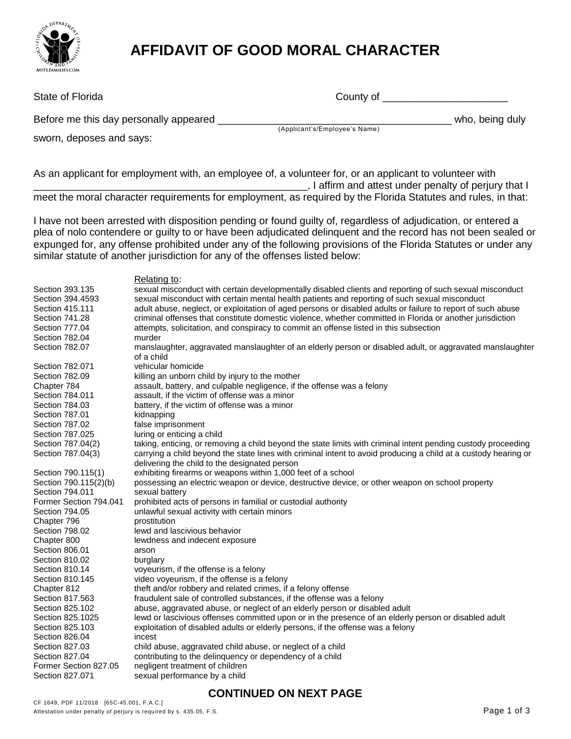# AFFIDAVIT OF GOOD MORAL CHARACTER

State of Florida                                                  County of ______________________

Before me this day personally appeared ____________________________________________ who, being duly sworn, deposes and says:
(Applicant's/Employee's Name)

As an applicant for employment with, an employee of, a volunteer for, or an applicant to volunteer with __________________________________________________, I affirm and attest under penalty of perjury that I meet the moral character requirements for employment, as required by the Florida Statutes and rules, in that:

I have not been arrested with disposition pending or found guilty of, regardless of adjudication, or entered a plea of nolo contendere or guilty to or have been adjudicated delinquent and the record has not been sealed or expunged for, any offense prohibited under any of the following provisions of the Florida Statutes or under any similar statute of another jurisdiction for any of the offenses listed below:

| | Relating to: |
|---|---|
| Section 393.135 | sexual misconduct with certain developmentally disabled clients and reporting of such sexual misconduct |
| Section 394.4593 | sexual misconduct with certain mental health patients and reporting of such sexual misconduct |
| Section 415.111 | adult abuse, neglect, or exploitation of aged persons or disabled adults or failure to report of such abuse |
| Section 741.28 | criminal offenses that constitute domestic violence, whether committed in Florida or another jurisdiction |
| Section 777.04 | attempts, solicitation, and conspiracy to commit an offense listed in this subsection |
| Section 782.04 | murder |
| Section 782.07 | manslaughter, aggravated manslaughter of an elderly person or disabled adult, or aggravated manslaughter of a child |
| Section 782.071 | vehicular homicide |
| Section 782.09 | killing an unborn child by injury to the mother |
| Chapter 784 | assault, battery, and culpable negligence, if the offense was a felony |
| Section 784.011 | assault, if the victim of offense was a minor |
| Section 784.03 | battery, if the victim of offense was a minor |
| Section 787.01 | kidnapping |
| Section 787.02 | false imprisonment |
| Section 787.025 | luring or enticing a child |
| Section 787.04(2) | taking, enticing, or removing a child beyond the state limits with criminal intent pending custody proceeding |
| Section 787.04(3) | carrying a child beyond the state lines with criminal intent to avoid producing a child at a custody hearing or delivering the child to the designated person |
| Section 790.115(1) | exhibiting firearms or weapons within 1,000 feet of a school |
| Section 790.115(2)(b) | possessing an electric weapon or device, destructive device, or other weapon on school property |
| Section 794.011 | sexual battery |
| Former Section 794.041 | prohibited acts of persons in familial or custodial authority |
| Section 794.05 | unlawful sexual activity with certain minors |
| Chapter 796 | prostitution |
| Section 798.02 | lewd and lascivious behavior |
| Chapter 800 | lewdness and indecent exposure |
| Section 806.01 | arson |
| Section 810.02 | burglary |
| Section 810.14 | voyeurism, if the offense is a felony |
| Section 810.145 | video voyeurism, if the offense is a felony |
| Chapter 812 | theft and/or robbery and related crimes, if a felony offense |
| Section 817.563 | fraudulent sale of controlled substances, if the offense was a felony |
| Section 825.102 | abuse, aggravated abuse, or neglect of an elderly person or disabled adult |
| Section 825.1025 | lewd or lascivious offenses committed upon or in the presence of an elderly person or disabled adult |
| Section 825.103 | exploitation of disabled adults or elderly persons, if the offense was a felony |
| Section 826.04 | incest |
| Section 827.03 | child abuse, aggravated child abuse, or neglect of a child |
| Section 827.04 | contributing to the delinquency or dependency of a child |
| Former Section 827.05 | negligent treatment of children |
| Section 827.071 | sexual performance by a child |

**CONTINUED ON NEXT PAGE**

CF 1649, PDF 11/2018 [65C-45.001, F.A.C.]
Attestation under penalty of perjury is required by s. 435.05, F.S.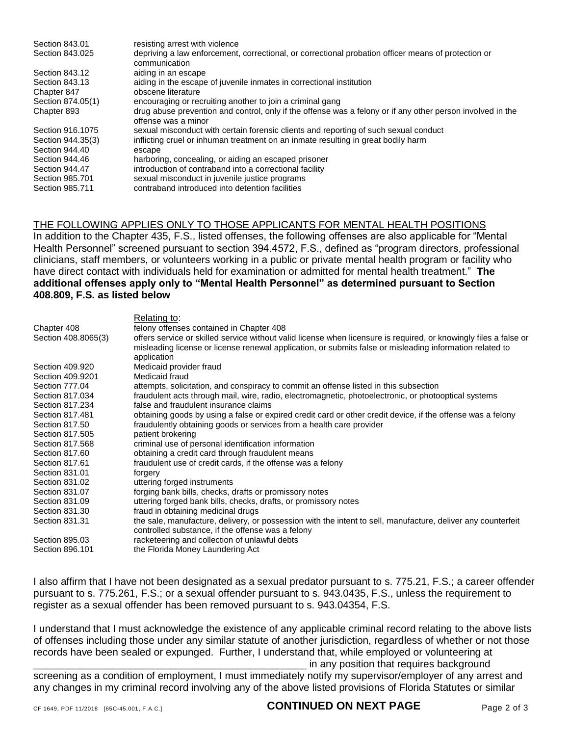| | |
|---|---|
| Section 843.01 | resisting arrest with violence |
| Section 843.025 | depriving a law enforcement, correctional, or correctional probation officer means of protection or communication |
| Section 843.12 | aiding in an escape |
| Section 843.13 | aiding in the escape of juvenile inmates in correctional institution |
| Chapter 847 | obscene literature |
| Section 874.05(1) | encouraging or recruiting another to join a criminal gang |
| Chapter 893 | drug abuse prevention and control, only if the offense was a felony or if any other person involved in the offense was a minor |
| Section 916.1075 | sexual misconduct with certain forensic clients and reporting of such sexual conduct |
| Section 944.35(3) | inflicting cruel or inhuman treatment on an inmate resulting in great bodily harm |
| Section 944.40 | escape |
| Section 944.46 | harboring, concealing, or aiding an escaped prisoner |
| Section 944.47 | introduction of contraband into a correctional facility |
| Section 985.701 | sexual misconduct in juvenile justice programs |
| Section 985.711 | contraband introduced into detention facilities |

THE FOLLOWING APPLIES ONLY TO THOSE APPLICANTS FOR MENTAL HEALTH POSITIONS

In addition to the Chapter 435, F.S., listed offenses, the following offenses are also applicable for "Mental Health Personnel" screened pursuant to section 394.4572, F.S., defined as "program directors, professional clinicians, staff members, or volunteers working in a public or private mental health program or facility who have direct contact with individuals held for examination or admitted for mental health treatment." **The additional offenses apply only to "Mental Health Personnel" as determined pursuant to Section 408.809, F.S. as listed below**

| | Relating to: |
|---|---|
| Chapter 408 | felony offenses contained in Chapter 408 |
| Section 408.8065(3) | offers service or skilled service without valid license when licensure is required, or knowingly files a false or misleading license or license renewal application, or submits false or misleading information related to application |
| Section 409.920 | Medicaid provider fraud |
| Section 409.9201 | Medicaid fraud |
| Section 777.04 | attempts, solicitation, and conspiracy to commit an offense listed in this subsection |
| Section 817.034 | fraudulent acts through mail, wire, radio, electromagnetic, photoelectronic, or photooptical systems |
| Section 817.234 | false and fraudulent insurance claims |
| Section 817.481 | obtaining goods by using a false or expired credit card or other credit device, if the offense was a felony |
| Section 817.50 | fraudulently obtaining goods or services from a health care provider |
| Section 817.505 | patient brokering |
| Section 817.568 | criminal use of personal identification information |
| Section 817.60 | obtaining a credit card through fraudulent means |
| Section 817.61 | fraudulent use of credit cards, if the offense was a felony |
| Section 831.01 | forgery |
| Section 831.02 | uttering forged instruments |
| Section 831.07 | forging bank bills, checks, drafts or promissory notes |
| Section 831.09 | uttering forged bank bills, checks, drafts, or promissory notes |
| Section 831.30 | fraud in obtaining medicinal drugs |
| Section 831.31 | the sale, manufacture, delivery, or possession with the intent to sell, manufacture, deliver any counterfeit controlled substance, if the offense was a felony |
| Section 895.03 | racketeering and collection of unlawful debts |
| Section 896.101 | the Florida Money Laundering Act |

I also affirm that I have not been designated as a sexual predator pursuant to s. 775.21, F.S.; a career offender pursuant to s. 775.261, F.S.; or a sexual offender pursuant to s. 943.0435, F.S., unless the requirement to register as a sexual offender has been removed pursuant to s. 943.04354, F.S.

I understand that I must acknowledge the existence of any applicable criminal record relating to the above lists of offenses including those under any similar statute of another jurisdiction, regardless of whether or not those records have been sealed or expunged. Further, I understand that, while employed or volunteering at \_\_\_\_\_\_\_\_\_\_\_\_\_\_\_\_\_\_\_\_\_\_\_\_\_\_\_\_\_\_\_\_\_\_\_\_\_\_\_\_\_\_\_\_\_\_\_\_\_\_ in any position that requires background screening as a condition of employment, I must immediately notify my supervisor/employer of any arrest and any changes in my criminal record involving any of the above listed provisions of Florida Statutes or similar

CF 1649, PDF 11/2018 [65C-45.001, F.A.C.] **CONTINUED ON NEXT PAGE**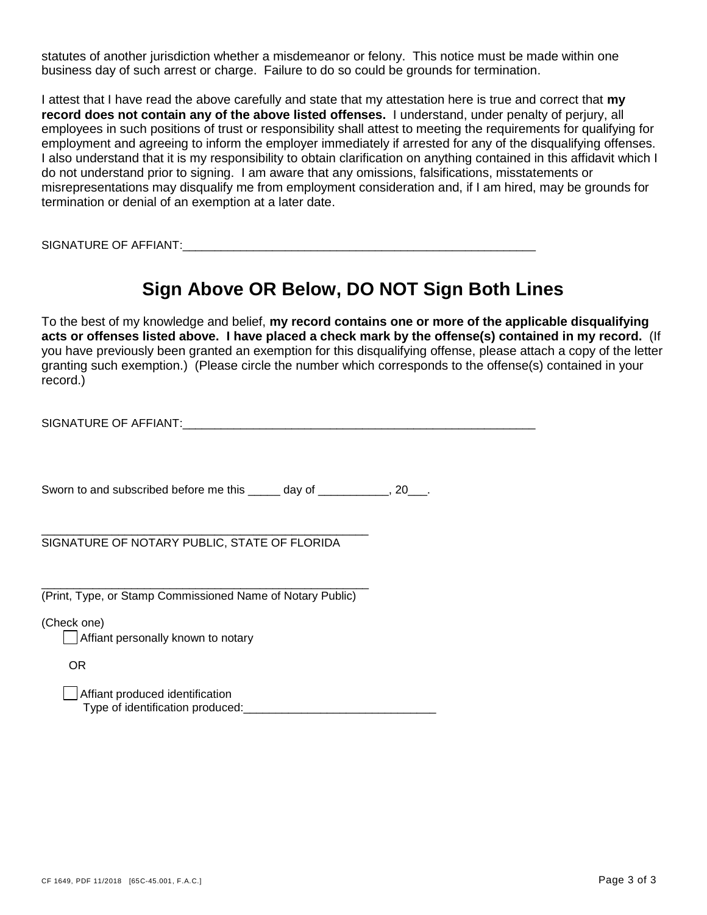statutes of another jurisdiction whether a misdemeanor or felony. This notice must be made within one business day of such arrest or charge. Failure to do so could be grounds for termination.

I attest that I have read the above carefully and state that my attestation here is true and correct that **my record does not contain any of the above listed offenses.** I understand, under penalty of perjury, all employees in such positions of trust or responsibility shall attest to meeting the requirements for qualifying for employment and agreeing to inform the employer immediately if arrested for any of the disqualifying offenses. I also understand that it is my responsibility to obtain clarification on anything contained in this affidavit which I do not understand prior to signing. I am aware that any omissions, falsifications, misstatements or misrepresentations may disqualify me from employment consideration and, if I am hired, may be grounds for termination or denial of an exemption at a later date.

SIGNATURE OF AFFIANT:_______________________________________________________

## Sign Above OR Below, DO NOT Sign Both Lines

To the best of my knowledge and belief, **my record contains one or more of the applicable disqualifying acts or offenses listed above. I have placed a check mark by the offense(s) contained in my record.** (If you have previously been granted an exemption for this disqualifying offense, please attach a copy of the letter granting such exemption.) (Please circle the number which corresponds to the offense(s) contained in your record.)

SIGNATURE OF AFFIANT:_______________________________________________________

Sworn to and subscribed before me this _____ day of ___________, 20___.

___________________________________________________
SIGNATURE OF NOTARY PUBLIC, STATE OF FLORIDA

___________________________________________________
(Print, Type, or Stamp Commissioned Name of Notary Public)

(Check one)

☐ Affiant personally known to notary

OR

☐ Affiant produced identification
Type of identification produced:______________________________

CF 1649, PDF 11/2018 [65C-45.001, F.A.C.]